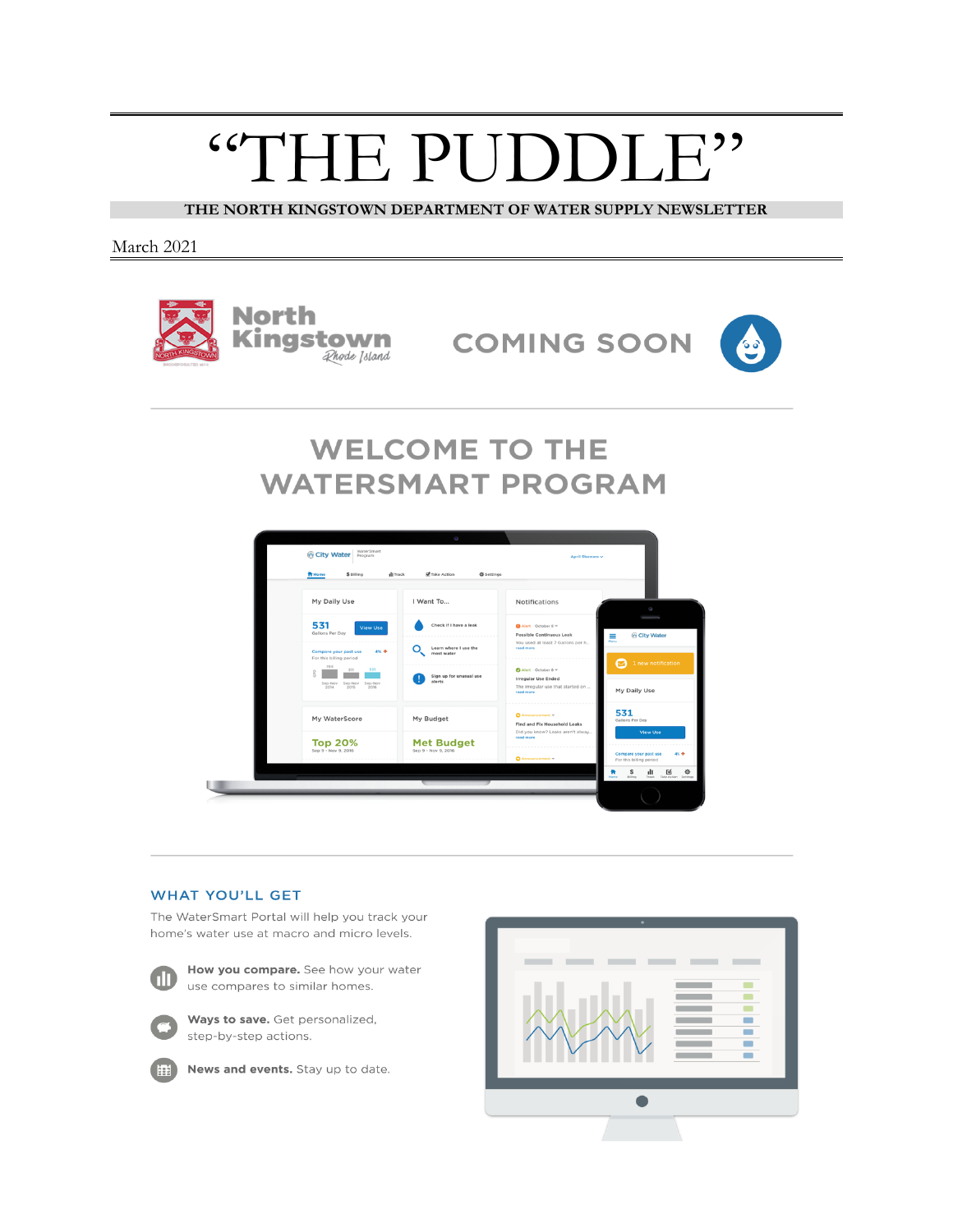# "THE PUDDLE"

**THE NORTH KINGSTOWN DEPARTMENT OF WATER SUPPLY NEWSLETTER**

March 2021

North Kingstown Rhode Island

COMING SOON

## WELCOME TO THE WATERSMART PROGRAM

### WHAT YOU'LL GET

The WaterSmart Portal will help you track your home's water use at macro and micro levels.

- **How you compare.** See how your water use compares to similar homes.
- **Ways to save.** Get personalized, step-by-step actions.
- **News and events.** Stay up to date.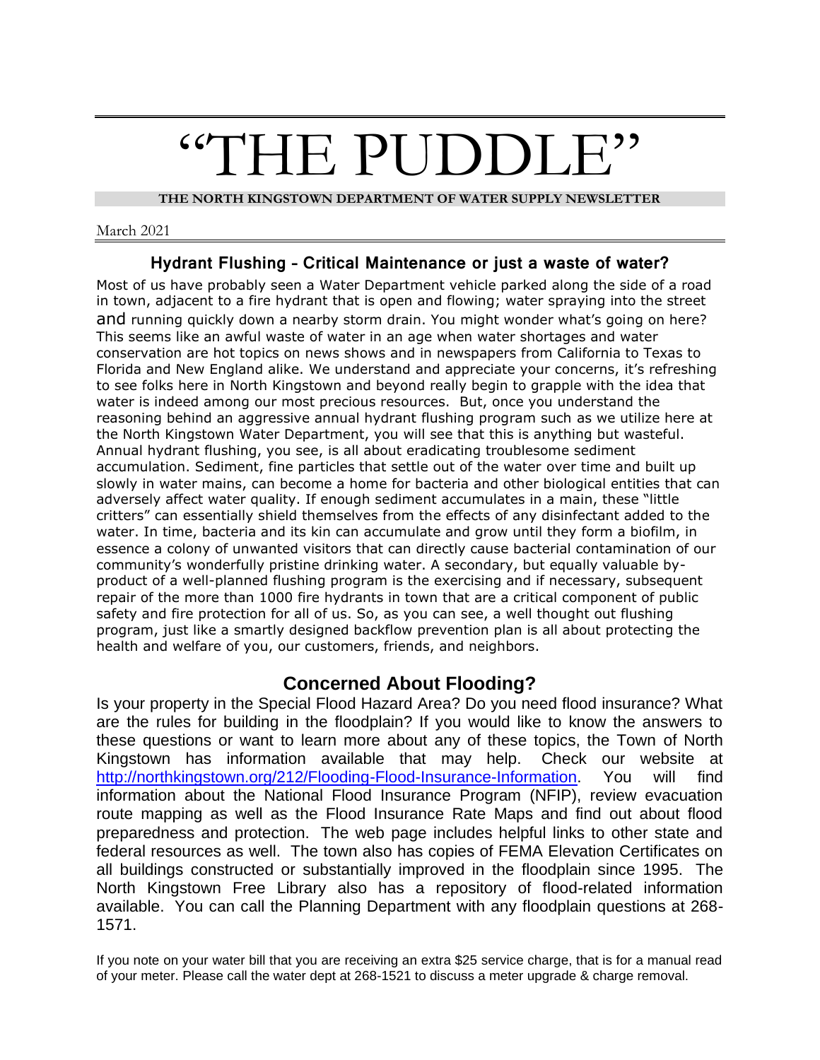# "THE PUDDLE"

**THE NORTH KINGSTOWN DEPARTMENT OF WATER SUPPLY NEWSLETTER**

March 2021

## Hydrant Flushing - Critical Maintenance or just a waste of water?

Most of us have probably seen a Water Department vehicle parked along the side of a road in town, adjacent to a fire hydrant that is open and flowing; water spraying into the street and running quickly down a nearby storm drain. You might wonder what's going on here? This seems like an awful waste of water in an age when water shortages and water conservation are hot topics on news shows and in newspapers from California to Texas to Florida and New England alike. We understand and appreciate your concerns, it's refreshing to see folks here in North Kingstown and beyond really begin to grapple with the idea that water is indeed among our most precious resources. But, once you understand the reasoning behind an aggressive annual hydrant flushing program such as we utilize here at the North Kingstown Water Department, you will see that this is anything but wasteful. Annual hydrant flushing, you see, is all about eradicating troublesome sediment accumulation. Sediment, fine particles that settle out of the water over time and built up slowly in water mains, can become a home for bacteria and other biological entities that can adversely affect water quality. If enough sediment accumulates in a main, these "little critters" can essentially shield themselves from the effects of any disinfectant added to the water. In time, bacteria and its kin can accumulate and grow until they form a biofilm, in essence a colony of unwanted visitors that can directly cause bacterial contamination of our community's wonderfully pristine drinking water. A secondary, but equally valuable by-product of a well-planned flushing program is the exercising and if necessary, subsequent repair of the more than 1000 fire hydrants in town that are a critical component of public safety and fire protection for all of us. So, as you can see, a well thought out flushing program, just like a smartly designed backflow prevention plan is all about protecting the health and welfare of you, our customers, friends, and neighbors.

## Concerned About Flooding?

Is your property in the Special Flood Hazard Area? Do you need flood insurance? What are the rules for building in the floodplain? If you would like to know the answers to these questions or want to learn more about any of these topics, the Town of North Kingstown has information available that may help. Check our website at http://northkingstown.org/212/Flooding-Flood-Insurance-Information. You will find information about the National Flood Insurance Program (NFIP), review evacuation route mapping as well as the Flood Insurance Rate Maps and find out about flood preparedness and protection. The web page includes helpful links to other state and federal resources as well. The town also has copies of FEMA Elevation Certificates on all buildings constructed or substantially improved in the floodplain since 1995. The North Kingstown Free Library also has a repository of flood-related information available. You can call the Planning Department with any floodplain questions at 268-1571.

If you note on your water bill that you are receiving an extra $25 service charge, that is for a manual read of your meter. Please call the water dept at 268-1521 to discuss a meter upgrade & charge removal.